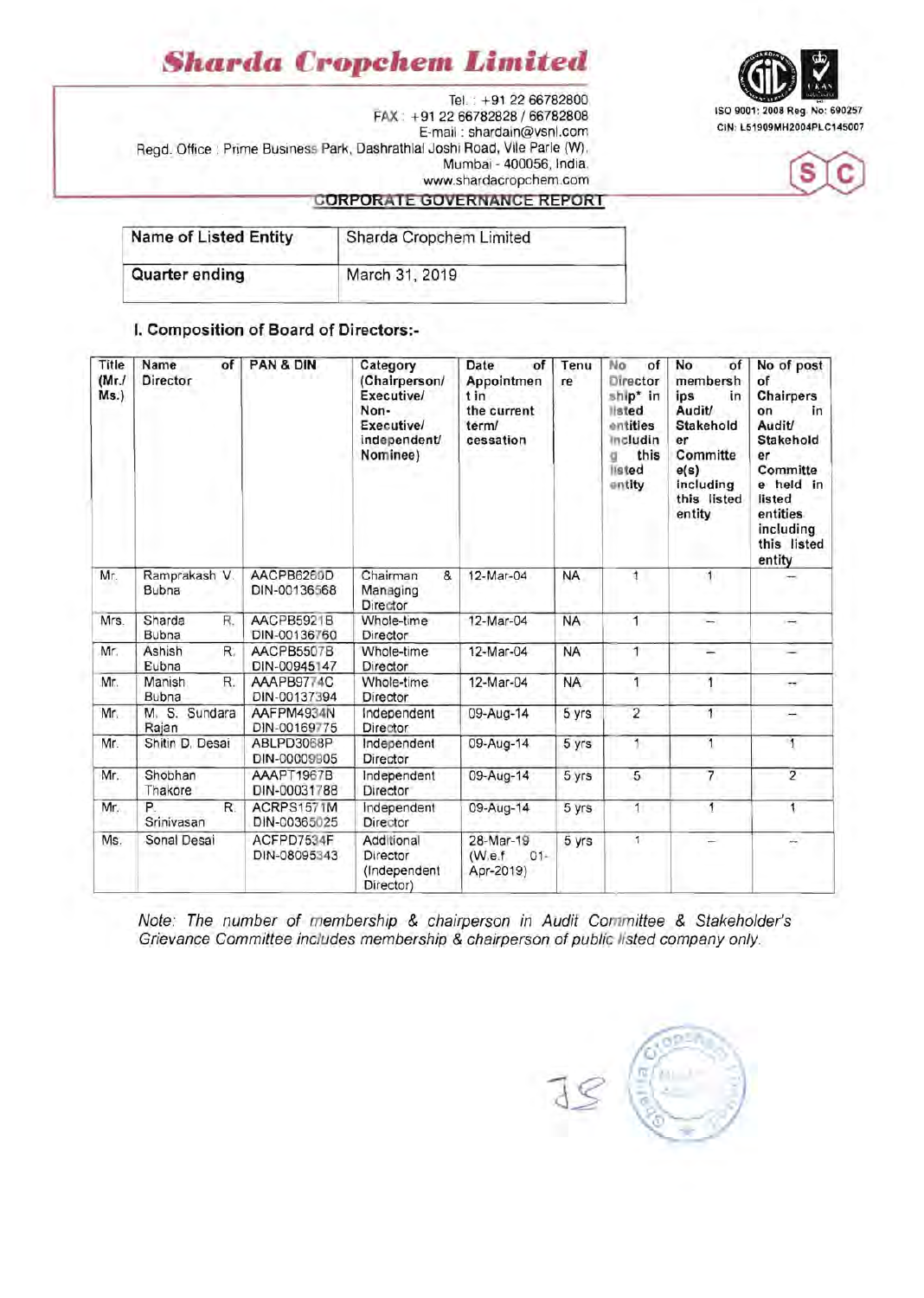# Sharda Cropchem Limited

Tel. : +91 22 66782800
FAX : +91 22 66782828 / 66782808
E-mail : shardain@vsnl.com
Regd. Office : Prime Business Park, Dashrathlal Joshi Road, Vile Parle (W),
Mumbai - 400056, India.
www.shardacropchem.com

ISO 9001: 2008 Reg. No: 690257
CIN: L51909MH2004PLC145007

## CORPORATE GOVERNANCE REPORT

| Name of Listed Entity | Sharda Cropchem Limited |
|---|---|
| Quarter ending | March 31, 2019 |

### I. Composition of Board of Directors:-

| Title (Mr./ Ms.) | Name of Director | PAN & DIN | Category (Chairperson/ Executive/ Non-Executive/ independent/ Nominee) | Date of Appointment in the current term/ cessation | Tenure | No of Directorship* in listed entities including this listed entity | No of memberships in Audit/ Stakeholder Committee(s) including this listed entity | No of post of Chairperson on Audit/ Stakeholder Committee held in listed entities including this listed entity |
|---|---|---|---|---|---|---|---|---|
| Mr. | Ramprakash V. Bubna | AACPB6260D DIN-00136568 | Chairman & Managing Director | 12-Mar-04 | NA | 1 | 1 | -- |
| Mrs. | Sharda R. Bubna | AACPB5921B DIN-00136760 | Whole-time Director | 12-Mar-04 | NA | 1 | -- | -- |
| Mr. | Ashish R. Bubna | AACPB5507B DIN-00945147 | Whole-time Director | 12-Mar-04 | NA | 1 | -- | -- |
| Mr. | Manish R. Bubna | AAAPB9774C DIN-00137394 | Whole-time Director | 12-Mar-04 | NA | 1 | 1 | -- |
| Mr. | M. S. Sundara Rajan | AAFPM4934N DIN-00169775 | Independent Director | 09-Aug-14 | 5 yrs | 2 | 1 | -- |
| Mr. | Shitin D. Desai | ABLPD3068P DIN-00009905 | Independent Director | 09-Aug-14 | 5 yrs | 1 | 1 | 1 |
| Mr. | Shobhan Thakore | AAAPT1967B DIN-00031788 | Independent Director | 09-Aug-14 | 5 yrs | 5 | 7 | 2 |
| Mr. | P. R. Srinivasan | ACRPS1571M DIN-00365025 | Independent Director | 09-Aug-14 | 5 yrs | 1 | 1 | 1 |
| Ms. | Sonal Desai | ACFPD7534F DIN-08095343 | Additional Director (Independent Director) | 28-Mar-19 (W.e.f 01-Apr-2019) | 5 yrs | 1 | -- | -- |

*Note: The number of membership & chairperson in Audit Committee & Stakeholder's Grievance Committee includes membership & chairperson of public listed company only.*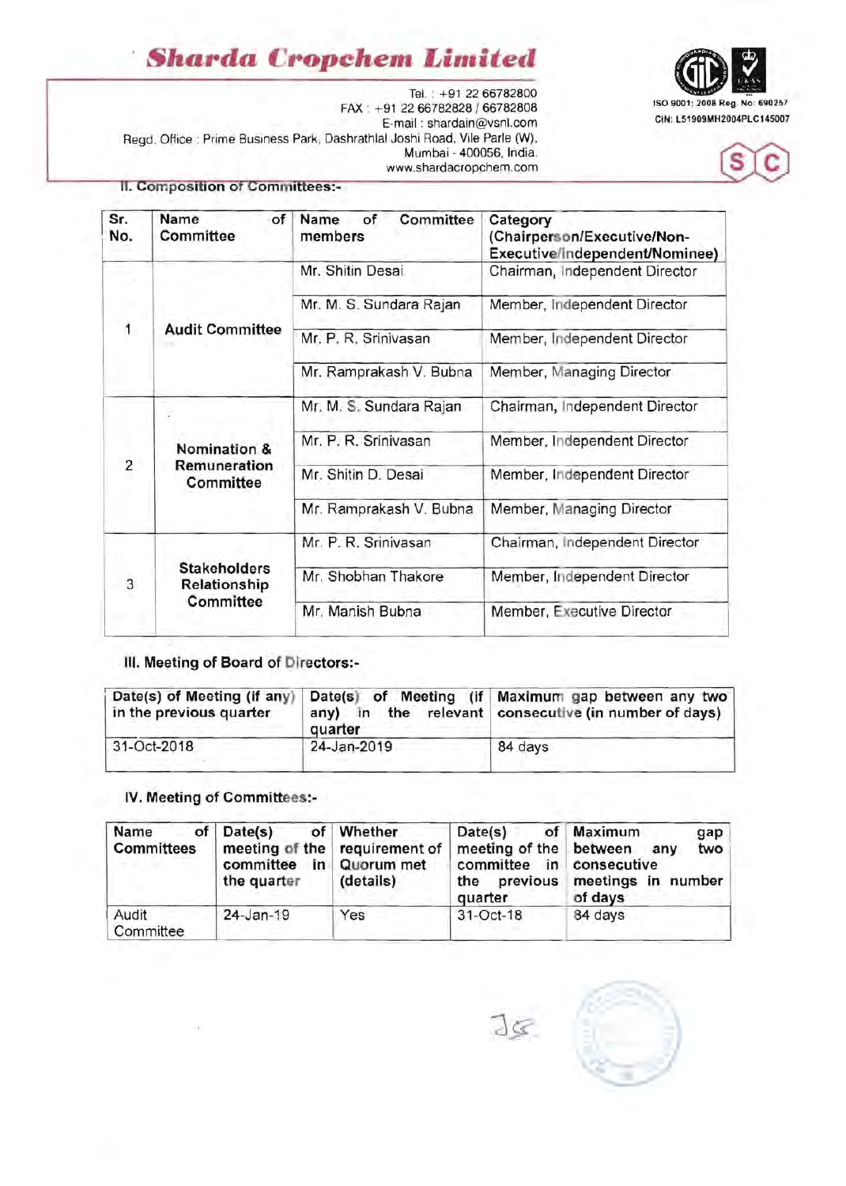# Sharda Cropchem Limited

Tel. : +91 22 66782800
FAX : +91 22 66782828 / 66782808
E-mail : shardain@vsnl.com
Regd. Office : Prime Business Park, Dashrathlal Joshi Road, Vile Parle (W), Mumbai - 400056, India.
www.shardacropchem.com

ISO 9001: 2008 Reg. No: 690257
CIN: L51909MH2004PLC145007

## II. Composition of Committees:-

| Sr. No. | Name of Committee | Name of Committee members | Category (Chairperson/Executive/Non-Executive/independent/Nominee) |
|---|---|---|---|
| 1 | Audit Committee | Mr. Shitin Desai | Chairman, Independent Director |
| | | Mr. M. S. Sundara Rajan | Member, Independent Director |
| | | Mr. P. R. Srinivasan | Member, Independent Director |
| | | Mr. Ramprakash V. Bubna | Member, Managing Director |
| 2 | Nomination & Remuneration Committee | Mr. M. S. Sundara Rajan | Chairman, Independent Director |
| | | Mr. P. R. Srinivasan | Member, Independent Director |
| | | Mr. Shitin D. Desai | Member, Independent Director |
| | | Mr. Ramprakash V. Bubna | Member, Managing Director |
| 3 | Stakeholders Relationship Committee | Mr. P. R. Srinivasan | Chairman, Independent Director |
| | | Mr. Shobhan Thakore | Member, Independent Director |
| | | Mr. Manish Bubna | Member, Executive Director |

## III. Meeting of Board of Directors:-

| Date(s) of Meeting (if any) in the previous quarter | Date(s) of Meeting (if any) in the relevant quarter | Maximum gap between any two consecutive (in number of days) |
|---|---|---|
| 31-Oct-2018 | 24-Jan-2019 | 84 days |

## IV. Meeting of Committees:-

| Name of Committees | Date(s) of meeting of the committee in the quarter | Whether requirement of Quorum met (details) | Date(s) of meeting of the committee in the previous quarter | Maximum gap between any two consecutive meetings in number of days |
|---|---|---|---|---|
| Audit Committee | 24-Jan-19 | Yes | 31-Oct-18 | 84 days |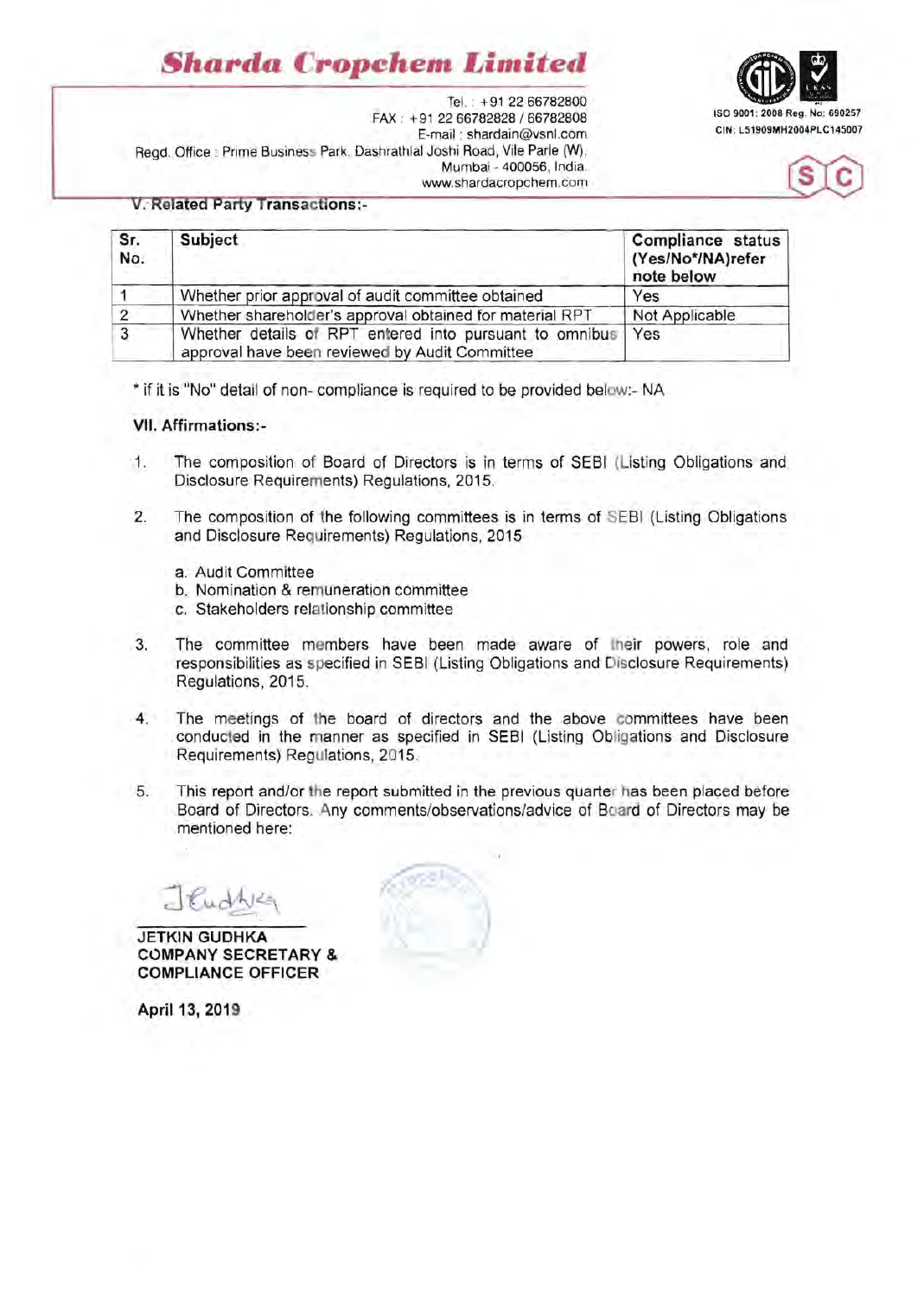# Sharda Cropchem Limited

Tel. : +91 22 66782800
FAX : +91 22 66782828 / 66782808
E-mail : shardain@vsnl.com
Regd. Office : Prime Business Park, Dashrathlal Joshi Road, Vile Parle (W), Mumbai - 400056, India.
www.shardacropchem.com

ISO 9001: 2008 Reg. No: 690257
CIN: L51909MH2004PLC145007

### V. Related Party Transactions:-

| Sr. No. | Subject | Compliance status (Yes/No*/NA)refer note below |
|---|---|---|
| 1 | Whether prior approval of audit committee obtained | Yes |
| 2 | Whether shareholder's approval obtained for material RPT | Not Applicable |
| 3 | Whether details of RPT entered into pursuant to omnibus approval have been reviewed by Audit Committee | Yes |

* if it is "No" detail of non- compliance is required to be provided below:- NA

### VII. Affirmations:-

1. The composition of Board of Directors is in terms of SEBI (Listing Obligations and Disclosure Requirements) Regulations, 2015.
2. The composition of the following committees is in terms of SEBI (Listing Obligations and Disclosure Requirements) Regulations, 2015

   a. Audit Committee
   b. Nomination & remuneration committee
   c. Stakeholders relationship committee

3. The committee members have been made aware of their powers, role and responsibilities as specified in SEBI (Listing Obligations and Disclosure Requirements) Regulations, 2015.
4. The meetings of the board of directors and the above committees have been conducted in the manner as specified in SEBI (Listing Obligations and Disclosure Requirements) Regulations, 2015.
5. This report and/or the report submitted in the previous quarter has been placed before Board of Directors. Any comments/observations/advice of Board of Directors may be mentioned here:

**JETKIN GUDHKA**
**COMPANY SECRETARY & COMPLIANCE OFFICER**

**April 13, 2019**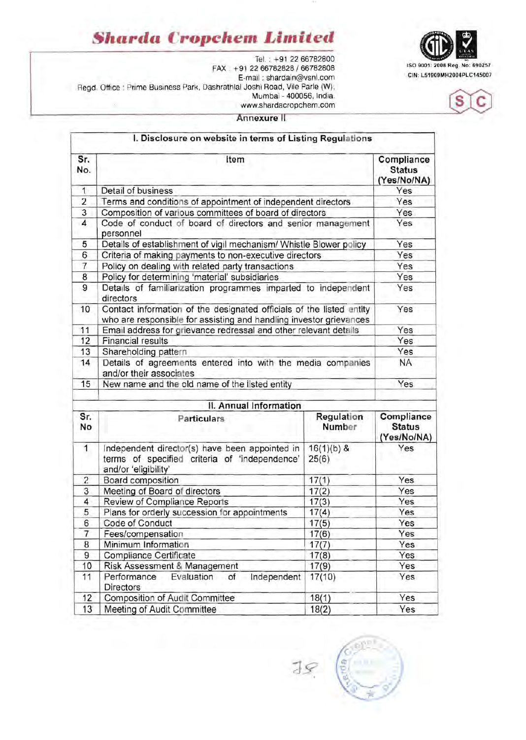# Sharda Cropchem Limited

Tel. : +91 22 66782800
FAX : +91 22 66782828 / 66782808
E-mail : shardain@vsnl.com
Regd. Office : Prime Business Park, Dashrathlal Joshi Road, Vile Parle (W), Mumbai - 400056, India.
www.shardacropchem.com

ISO 9001: 2008 Reg. No: 690257
CIN: L51909MH2004PLC145007

## Annexure II

### I. Disclosure on website in terms of Listing Regulations

| Sr. No. | Item | Compliance Status (Yes/No/NA) |
|---|---|---|
| 1 | Detail of business | Yes |
| 2 | Terms and conditions of appointment of independent directors | Yes |
| 3 | Composition of various committees of board of directors | Yes |
| 4 | Code of conduct of board of directors and senior management personnel | Yes |
| 5 | Details of establishment of vigil mechanism/ Whistle Blower policy | Yes |
| 6 | Criteria of making payments to non-executive directors | Yes |
| 7 | Policy on dealing with related party transactions | Yes |
| 8 | Policy for determining 'material' subsidiaries | Yes |
| 9 | Details of familiarization programmes imparted to independent directors | Yes |
| 10 | Contact information of the designated officials of the listed entity who are responsible for assisting and handling investor grievances | Yes |
| 11 | Email address for grievance redressal and other relevant details | Yes |
| 12 | Financial results | Yes |
| 13 | Shareholding pattern | Yes |
| 14 | Details of agreements entered into with the media companies and/or their associates | NA |
| 15 | New name and the old name of the listed entity | Yes |

### II. Annual Information

| Sr. No | Particulars | Regulation Number | Compliance Status (Yes/No/NA) |
|---|---|---|---|
| 1 | Independent director(s) have been appointed in terms of specified criteria of 'independence' and/or 'eligibility' | 16(1)(b) & 25(6) | Yes |
| 2 | Board composition | 17(1) | Yes |
| 3 | Meeting of Board of directors | 17(2) | Yes |
| 4 | Review of Compliance Reports | 17(3) | Yes |
| 5 | Plans for orderly succession for appointments | 17(4) | Yes |
| 6 | Code of Conduct | 17(5) | Yes |
| 7 | Fees/compensation | 17(6) | Yes |
| 8 | Minimum Information | 17(7) | Yes |
| 9 | Compliance Certificate | 17(8) | Yes |
| 10 | Risk Assessment & Management | 17(9) | Yes |
| 11 | Performance Evaluation of Independent Directors | 17(10) | Yes |
| 12 | Composition of Audit Committee | 18(1) | Yes |
| 13 | Meeting of Audit Committee | 18(2) | Yes |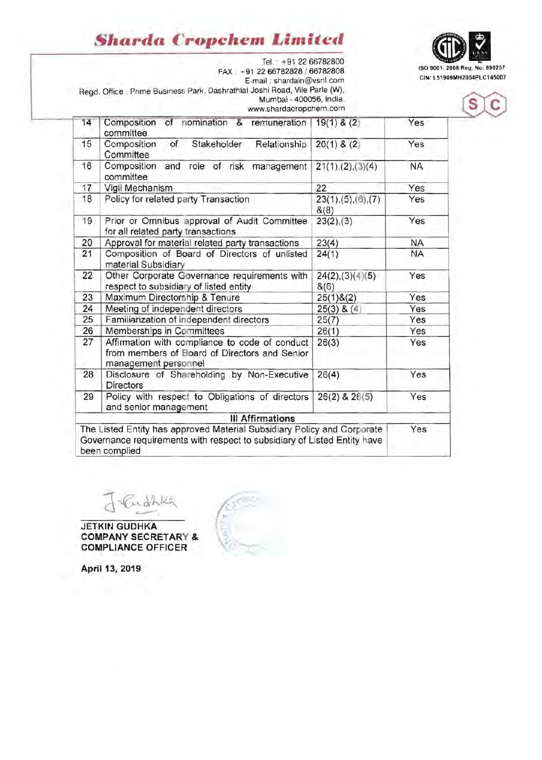# Sharda Cropchem Limited

Tel. : +91 22 66782800
FAX : +91 22 66782828 / 66782808
E-mail : shardain@vsnl.com
Regd. Office : Prime Business Park, Dashrathlal Joshi Road, Vile Parle (W), Mumbai - 400056, India.
www.shardacropchem.com

ISO 9001: 2008 Reg. No: 690257
CIN: L51909MH2004PLC145007

| | | | |
|---|---|---|---|
| 14 | Composition of nomination & remuneration committee | 19(1) & (2) | Yes |
| 15 | Composition of Stakeholder Relationship Committee | 20(1) & (2) | Yes |
| 16 | Composition and role of risk management committee | 21(1),(2),(3)(4) | NA |
| 17 | Vigil Mechanism | 22 | Yes |
| 18 | Policy for related party Transaction | 23(1),(5),(6),(7) &(8) | Yes |
| 19 | Prior or Omnibus approval of Audit Committee for all related party transactions | 23(2),(3) | Yes |
| 20 | Approval for material related party transactions | 23(4) | NA |
| 21 | Composition of Board of Directors of unlisted material Subsidiary | 24(1) | NA |
| 22 | Other Corporate Governance requirements with respect to subsidiary of listed entity | 24(2),(3)(4)(5) &(6) | Yes |
| 23 | Maximum Directorship & Tenure | 25(1)&(2) | Yes |
| 24 | Meeting of independent directors | 25(3) & (4) | Yes |
| 25 | Familiarization of independent directors | 25(7) | Yes |
| 26 | Memberships in Committees | 26(1) | Yes |
| 27 | Affirmation with compliance to code of conduct from members of Board of Directors and Senior management personnel | 26(3) | Yes |
| 28 | Disclosure of Shareholding by Non-Executive Directors | 26(4) | Yes |
| 29 | Policy with respect to Obligations of directors and senior management | 26(2) & 26(5) | Yes |
| **III Affirmations** | | | |
| The Listed Entity has approved Material Subsidiary Policy and Corporate Governance requirements with respect to subsidiary of Listed Entity have been complied | | | Yes |

**JETKIN GUDHKA**
**COMPANY SECRETARY &**
**COMPLIANCE OFFICER**

**April 13, 2019**